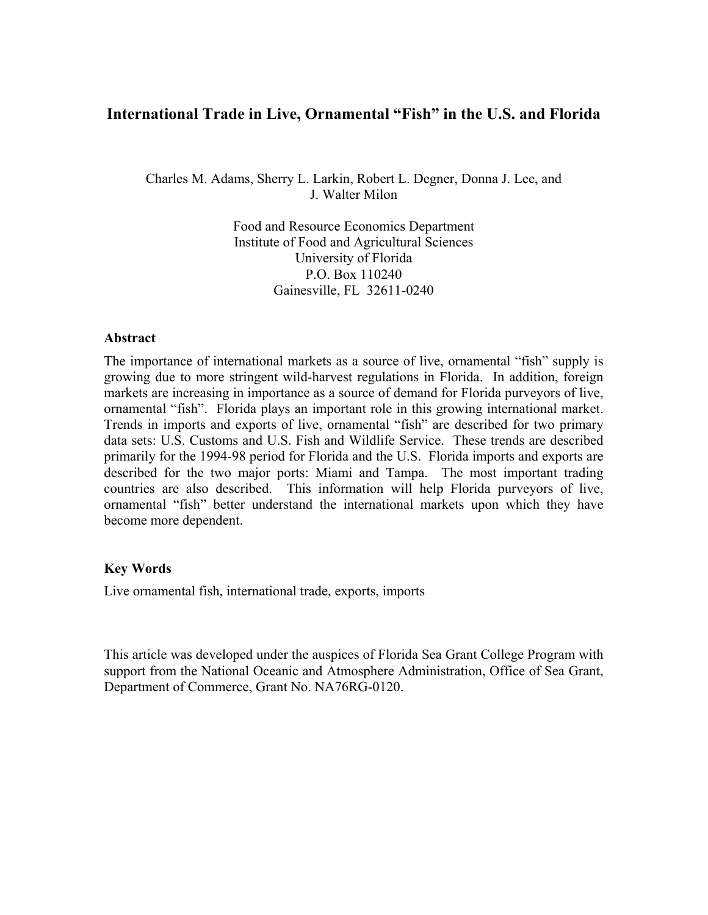# International Trade in Live, Ornamental "Fish" in the U.S. and Florida

Charles M. Adams, Sherry L. Larkin, Robert L. Degner, Donna J. Lee, and J. Walter Milon

Food and Resource Economics Department
Institute of Food and Agricultural Sciences
University of Florida
P.O. Box 110240
Gainesville, FL 32611-0240

**Abstract**

The importance of international markets as a source of live, ornamental "fish" supply is growing due to more stringent wild-harvest regulations in Florida. In addition, foreign markets are increasing in importance as a source of demand for Florida purveyors of live, ornamental "fish". Florida plays an important role in this growing international market. Trends in imports and exports of live, ornamental "fish" are described for two primary data sets: U.S. Customs and U.S. Fish and Wildlife Service. These trends are described primarily for the 1994-98 period for Florida and the U.S. Florida imports and exports are described for the two major ports: Miami and Tampa. The most important trading countries are also described. This information will help Florida purveyors of live, ornamental "fish" better understand the international markets upon which they have become more dependent.

**Key Words**

Live ornamental fish, international trade, exports, imports

This article was developed under the auspices of Florida Sea Grant College Program with support from the National Oceanic and Atmosphere Administration, Office of Sea Grant, Department of Commerce, Grant No. NA76RG-0120.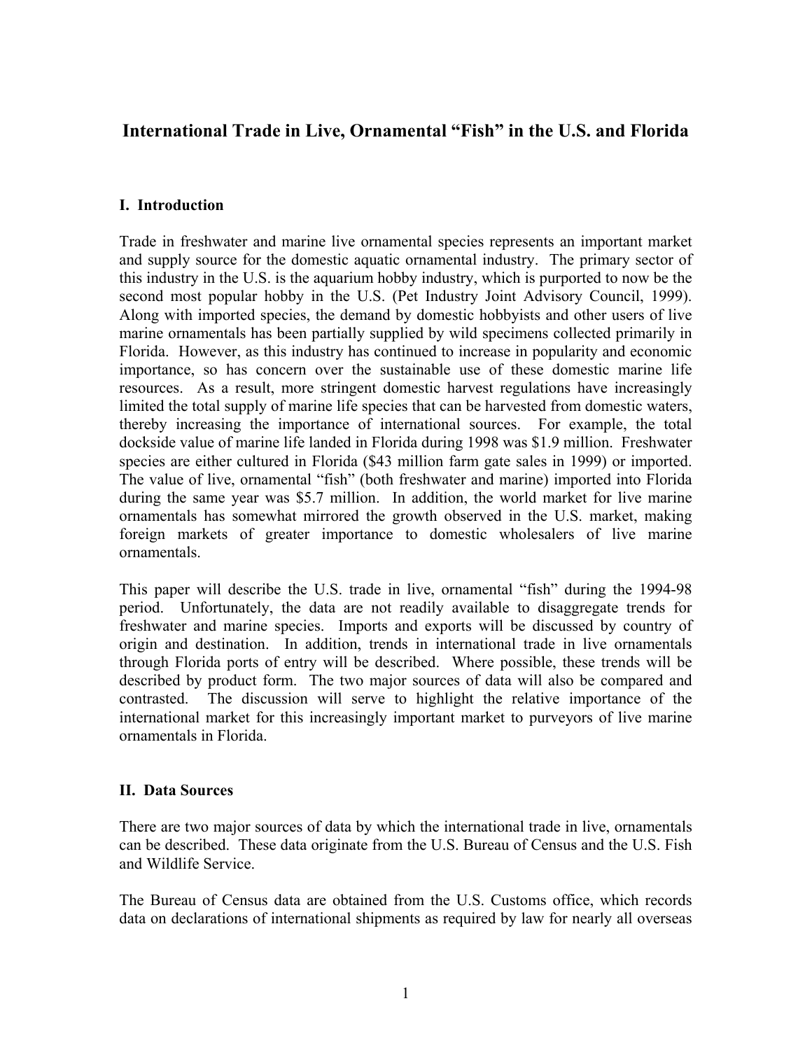# International Trade in Live, Ornamental "Fish" in the U.S. and Florida

## I. Introduction

Trade in freshwater and marine live ornamental species represents an important market and supply source for the domestic aquatic ornamental industry. The primary sector of this industry in the U.S. is the aquarium hobby industry, which is purported to now be the second most popular hobby in the U.S. (Pet Industry Joint Advisory Council, 1999). Along with imported species, the demand by domestic hobbyists and other users of live marine ornamentals has been partially supplied by wild specimens collected primarily in Florida. However, as this industry has continued to increase in popularity and economic importance, so has concern over the sustainable use of these domestic marine life resources. As a result, more stringent domestic harvest regulations have increasingly limited the total supply of marine life species that can be harvested from domestic waters, thereby increasing the importance of international sources. For example, the total dockside value of marine life landed in Florida during 1998 was $1.9 million. Freshwater species are either cultured in Florida ($43 million farm gate sales in 1999) or imported. The value of live, ornamental "fish" (both freshwater and marine) imported into Florida during the same year was $5.7 million. In addition, the world market for live marine ornamentals has somewhat mirrored the growth observed in the U.S. market, making foreign markets of greater importance to domestic wholesalers of live marine ornamentals.

This paper will describe the U.S. trade in live, ornamental "fish" during the 1994-98 period. Unfortunately, the data are not readily available to disaggregate trends for freshwater and marine species. Imports and exports will be discussed by country of origin and destination. In addition, trends in international trade in live ornamentals through Florida ports of entry will be described. Where possible, these trends will be described by product form. The two major sources of data will also be compared and contrasted. The discussion will serve to highlight the relative importance of the international market for this increasingly important market to purveyors of live marine ornamentals in Florida.

## II. Data Sources

There are two major sources of data by which the international trade in live, ornamentals can be described. These data originate from the U.S. Bureau of Census and the U.S. Fish and Wildlife Service.

The Bureau of Census data are obtained from the U.S. Customs office, which records data on declarations of international shipments as required by law for nearly all overseas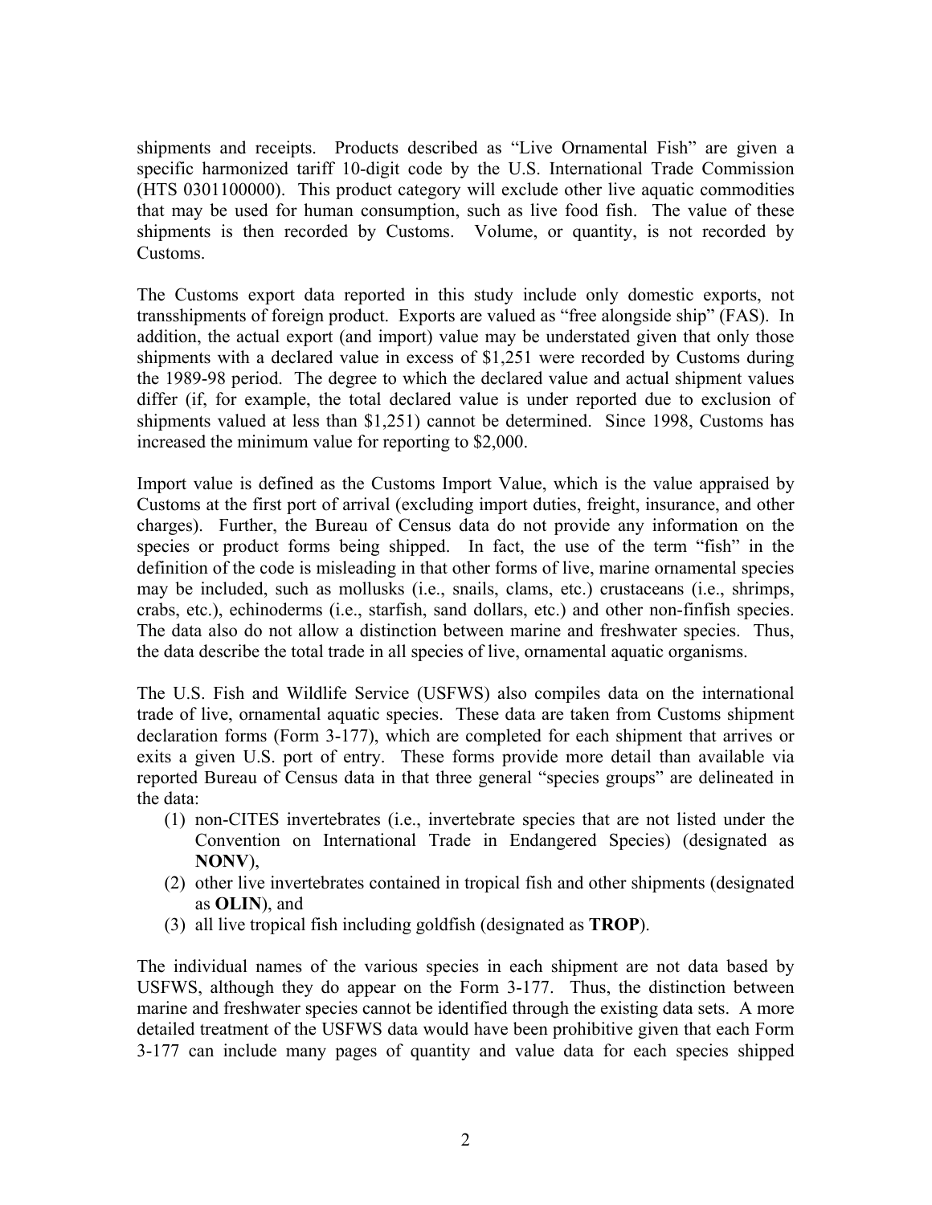shipments and receipts. Products described as “Live Ornamental Fish” are given a specific harmonized tariff 10-digit code by the U.S. International Trade Commission (HTS 0301100000). This product category will exclude other live aquatic commodities that may be used for human consumption, such as live food fish. The value of these shipments is then recorded by Customs. Volume, or quantity, is not recorded by Customs.

The Customs export data reported in this study include only domestic exports, not transshipments of foreign product. Exports are valued as “free alongside ship” (FAS). In addition, the actual export (and import) value may be understated given that only those shipments with a declared value in excess of $1,251 were recorded by Customs during the 1989-98 period. The degree to which the declared value and actual shipment values differ (if, for example, the total declared value is under reported due to exclusion of shipments valued at less than $1,251) cannot be determined. Since 1998, Customs has increased the minimum value for reporting to $2,000.

Import value is defined as the Customs Import Value, which is the value appraised by Customs at the first port of arrival (excluding import duties, freight, insurance, and other charges). Further, the Bureau of Census data do not provide any information on the species or product forms being shipped. In fact, the use of the term “fish” in the definition of the code is misleading in that other forms of live, marine ornamental species may be included, such as mollusks (i.e., snails, clams, etc.) crustaceans (i.e., shrimps, crabs, etc.), echinoderms (i.e., starfish, sand dollars, etc.) and other non-finfish species. The data also do not allow a distinction between marine and freshwater species. Thus, the data describe the total trade in all species of live, ornamental aquatic organisms.

The U.S. Fish and Wildlife Service (USFWS) also compiles data on the international trade of live, ornamental aquatic species. These data are taken from Customs shipment declaration forms (Form 3-177), which are completed for each shipment that arrives or exits a given U.S. port of entry. These forms provide more detail than available via reported Bureau of Census data in that three general “species groups” are delineated in the data:

(1) non-CITES invertebrates (i.e., invertebrate species that are not listed under the Convention on International Trade in Endangered Species) (designated as **NONV**),
(2) other live invertebrates contained in tropical fish and other shipments (designated as **OLIN**), and
(3) all live tropical fish including goldfish (designated as **TROP**).

The individual names of the various species in each shipment are not data based by USFWS, although they do appear on the Form 3-177. Thus, the distinction between marine and freshwater species cannot be identified through the existing data sets. A more detailed treatment of the USFWS data would have been prohibitive given that each Form 3-177 can include many pages of quantity and value data for each species shipped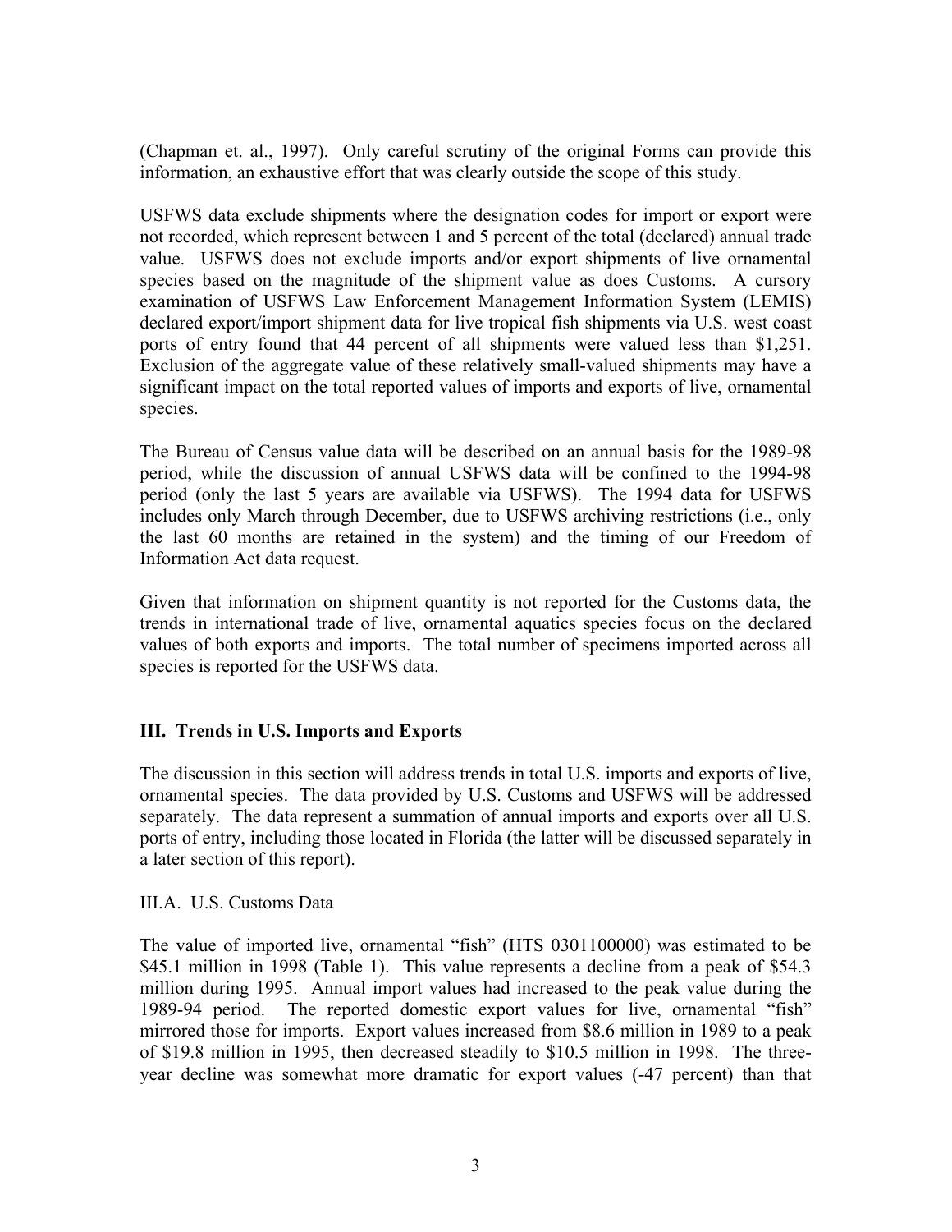(Chapman et. al., 1997). Only careful scrutiny of the original Forms can provide this information, an exhaustive effort that was clearly outside the scope of this study.

USFWS data exclude shipments where the designation codes for import or export were not recorded, which represent between 1 and 5 percent of the total (declared) annual trade value. USFWS does not exclude imports and/or export shipments of live ornamental species based on the magnitude of the shipment value as does Customs. A cursory examination of USFWS Law Enforcement Management Information System (LEMIS) declared export/import shipment data for live tropical fish shipments via U.S. west coast ports of entry found that 44 percent of all shipments were valued less than $1,251. Exclusion of the aggregate value of these relatively small-valued shipments may have a significant impact on the total reported values of imports and exports of live, ornamental species.

The Bureau of Census value data will be described on an annual basis for the 1989-98 period, while the discussion of annual USFWS data will be confined to the 1994-98 period (only the last 5 years are available via USFWS). The 1994 data for USFWS includes only March through December, due to USFWS archiving restrictions (i.e., only the last 60 months are retained in the system) and the timing of our Freedom of Information Act data request.

Given that information on shipment quantity is not reported for the Customs data, the trends in international trade of live, ornamental aquatics species focus on the declared values of both exports and imports. The total number of specimens imported across all species is reported for the USFWS data.

## III. Trends in U.S. Imports and Exports

The discussion in this section will address trends in total U.S. imports and exports of live, ornamental species. The data provided by U.S. Customs and USFWS will be addressed separately. The data represent a summation of annual imports and exports over all U.S. ports of entry, including those located in Florida (the latter will be discussed separately in a later section of this report).

### III.A. U.S. Customs Data

The value of imported live, ornamental "fish" (HTS 0301100000) was estimated to be $45.1 million in 1998 (Table 1). This value represents a decline from a peak of $54.3 million during 1995. Annual import values had increased to the peak value during the 1989-94 period. The reported domestic export values for live, ornamental "fish" mirrored those for imports. Export values increased from $8.6 million in 1989 to a peak of $19.8 million in 1995, then decreased steadily to $10.5 million in 1998. The three-year decline was somewhat more dramatic for export values (-47 percent) than that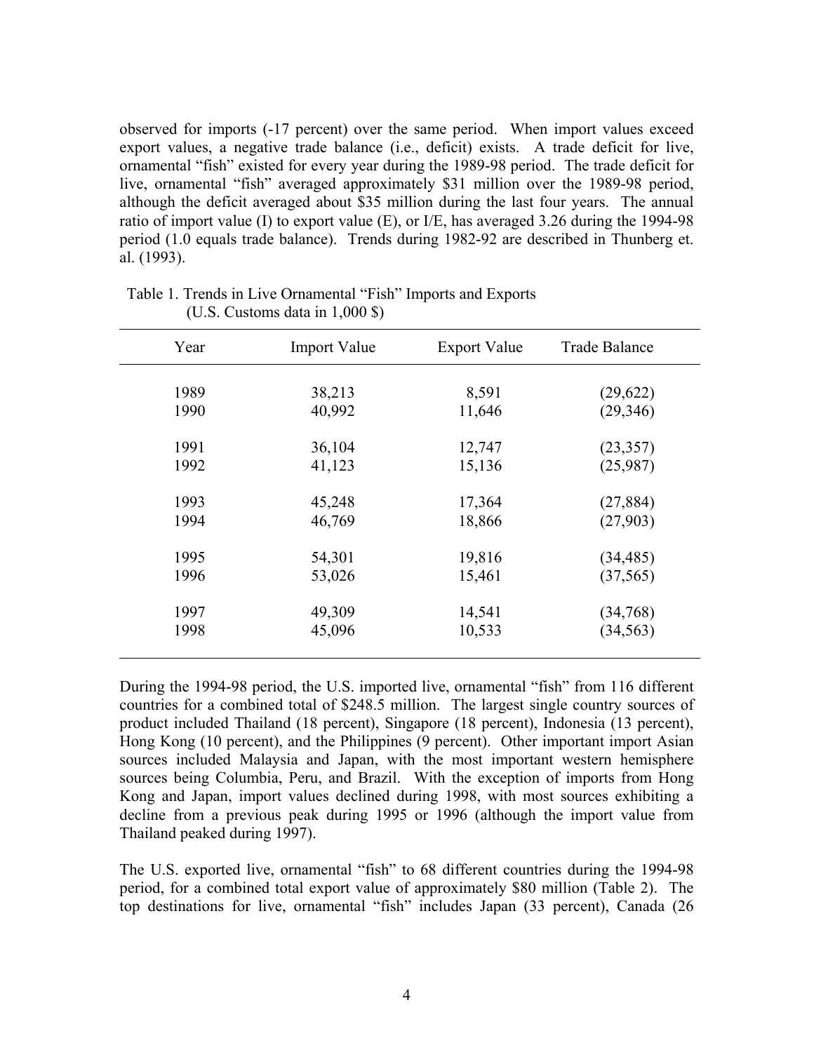observed for imports (-17 percent) over the same period. When import values exceed export values, a negative trade balance (i.e., deficit) exists. A trade deficit for live, ornamental "fish" existed for every year during the 1989-98 period. The trade deficit for live, ornamental "fish" averaged approximately $31 million over the 1989-98 period, although the deficit averaged about $35 million during the last four years. The annual ratio of import value (I) to export value (E), or I/E, has averaged 3.26 during the 1994-98 period (1.0 equals trade balance). Trends during 1982-92 are described in Thunberg et. al. (1993).

Table 1. Trends in Live Ornamental "Fish" Imports and Exports (U.S. Customs data in 1,000 $)

| Year | Import Value | Export Value | Trade Balance |
|---|---|---|---|
| 1989 | 38,213 | 8,591 | (29,622) |
| 1990 | 40,992 | 11,646 | (29,346) |
| 1991 | 36,104 | 12,747 | (23,357) |
| 1992 | 41,123 | 15,136 | (25,987) |
| 1993 | 45,248 | 17,364 | (27,884) |
| 1994 | 46,769 | 18,866 | (27,903) |
| 1995 | 54,301 | 19,816 | (34,485) |
| 1996 | 53,026 | 15,461 | (37,565) |
| 1997 | 49,309 | 14,541 | (34,768) |
| 1998 | 45,096 | 10,533 | (34,563) |

During the 1994-98 period, the U.S. imported live, ornamental "fish" from 116 different countries for a combined total of $248.5 million. The largest single country sources of product included Thailand (18 percent), Singapore (18 percent), Indonesia (13 percent), Hong Kong (10 percent), and the Philippines (9 percent). Other important import Asian sources included Malaysia and Japan, with the most important western hemisphere sources being Columbia, Peru, and Brazil. With the exception of imports from Hong Kong and Japan, import values declined during 1998, with most sources exhibiting a decline from a previous peak during 1995 or 1996 (although the import value from Thailand peaked during 1997).

The U.S. exported live, ornamental "fish" to 68 different countries during the 1994-98 period, for a combined total export value of approximately $80 million (Table 2). The top destinations for live, ornamental "fish" includes Japan (33 percent), Canada (26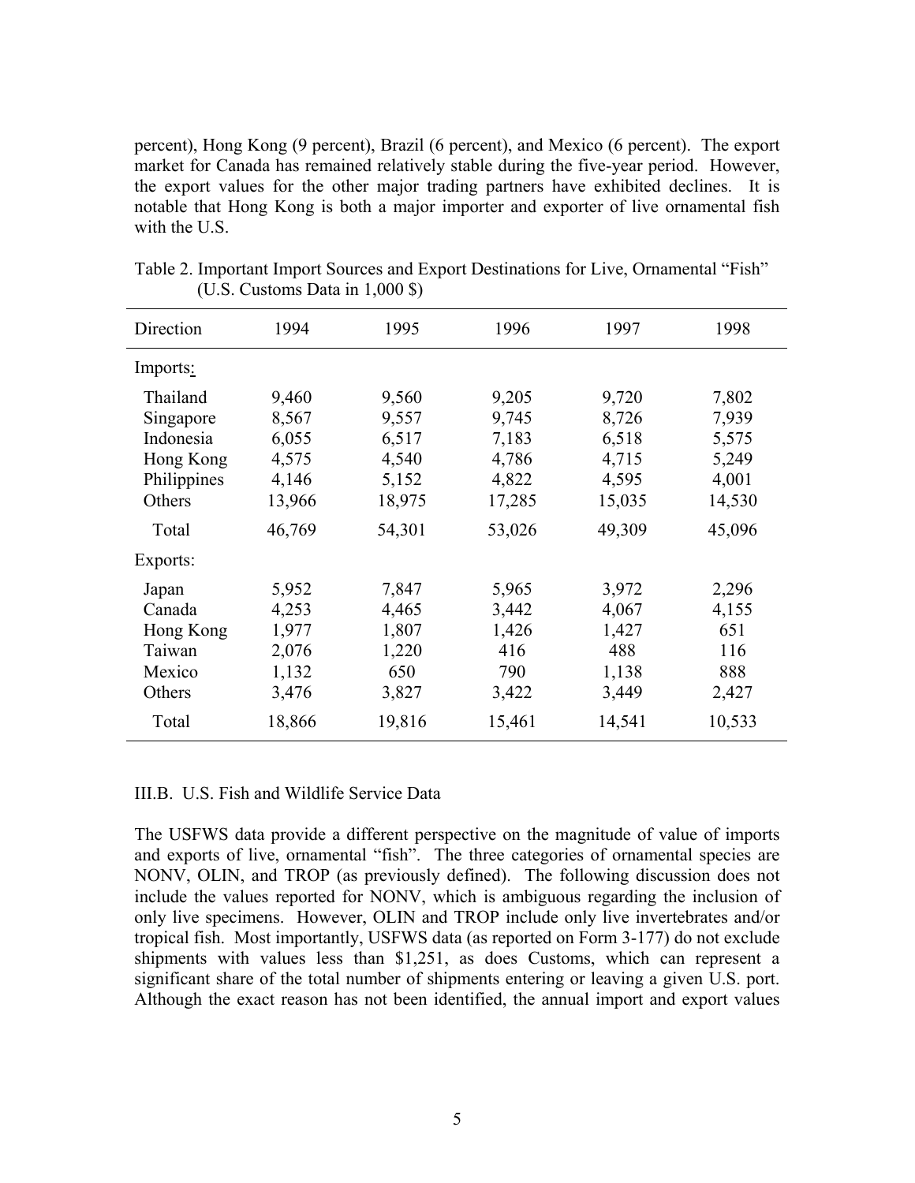percent), Hong Kong (9 percent), Brazil (6 percent), and Mexico (6 percent). The export market for Canada has remained relatively stable during the five-year period. However, the export values for the other major trading partners have exhibited declines. It is notable that Hong Kong is both a major importer and exporter of live ornamental fish with the U.S.

Table 2. Important Import Sources and Export Destinations for Live, Ornamental "Fish" (U.S. Customs Data in 1,000 $)

| Direction | 1994 | 1995 | 1996 | 1997 | 1998 |
|---|---|---|---|---|---|
| Imports: | | | | | |
| Thailand | 9,460 | 9,560 | 9,205 | 9,720 | 7,802 |
| Singapore | 8,567 | 9,557 | 9,745 | 8,726 | 7,939 |
| Indonesia | 6,055 | 6,517 | 7,183 | 6,518 | 5,575 |
| Hong Kong | 4,575 | 4,540 | 4,786 | 4,715 | 5,249 |
| Philippines | 4,146 | 5,152 | 4,822 | 4,595 | 4,001 |
| Others | 13,966 | 18,975 | 17,285 | 15,035 | 14,530 |
| Total | 46,769 | 54,301 | 53,026 | 49,309 | 45,096 |
| Exports: | | | | | |
| Japan | 5,952 | 7,847 | 5,965 | 3,972 | 2,296 |
| Canada | 4,253 | 4,465 | 3,442 | 4,067 | 4,155 |
| Hong Kong | 1,977 | 1,807 | 1,426 | 1,427 | 651 |
| Taiwan | 2,076 | 1,220 | 416 | 488 | 116 |
| Mexico | 1,132 | 650 | 790 | 1,138 | 888 |
| Others | 3,476 | 3,827 | 3,422 | 3,449 | 2,427 |
| Total | 18,866 | 19,816 | 15,461 | 14,541 | 10,533 |

III.B. U.S. Fish and Wildlife Service Data

The USFWS data provide a different perspective on the magnitude of value of imports and exports of live, ornamental "fish". The three categories of ornamental species are NONV, OLIN, and TROP (as previously defined). The following discussion does not include the values reported for NONV, which is ambiguous regarding the inclusion of only live specimens. However, OLIN and TROP include only live invertebrates and/or tropical fish. Most importantly, USFWS data (as reported on Form 3-177) do not exclude shipments with values less than $1,251, as does Customs, which can represent a significant share of the total number of shipments entering or leaving a given U.S. port. Although the exact reason has not been identified, the annual import and export values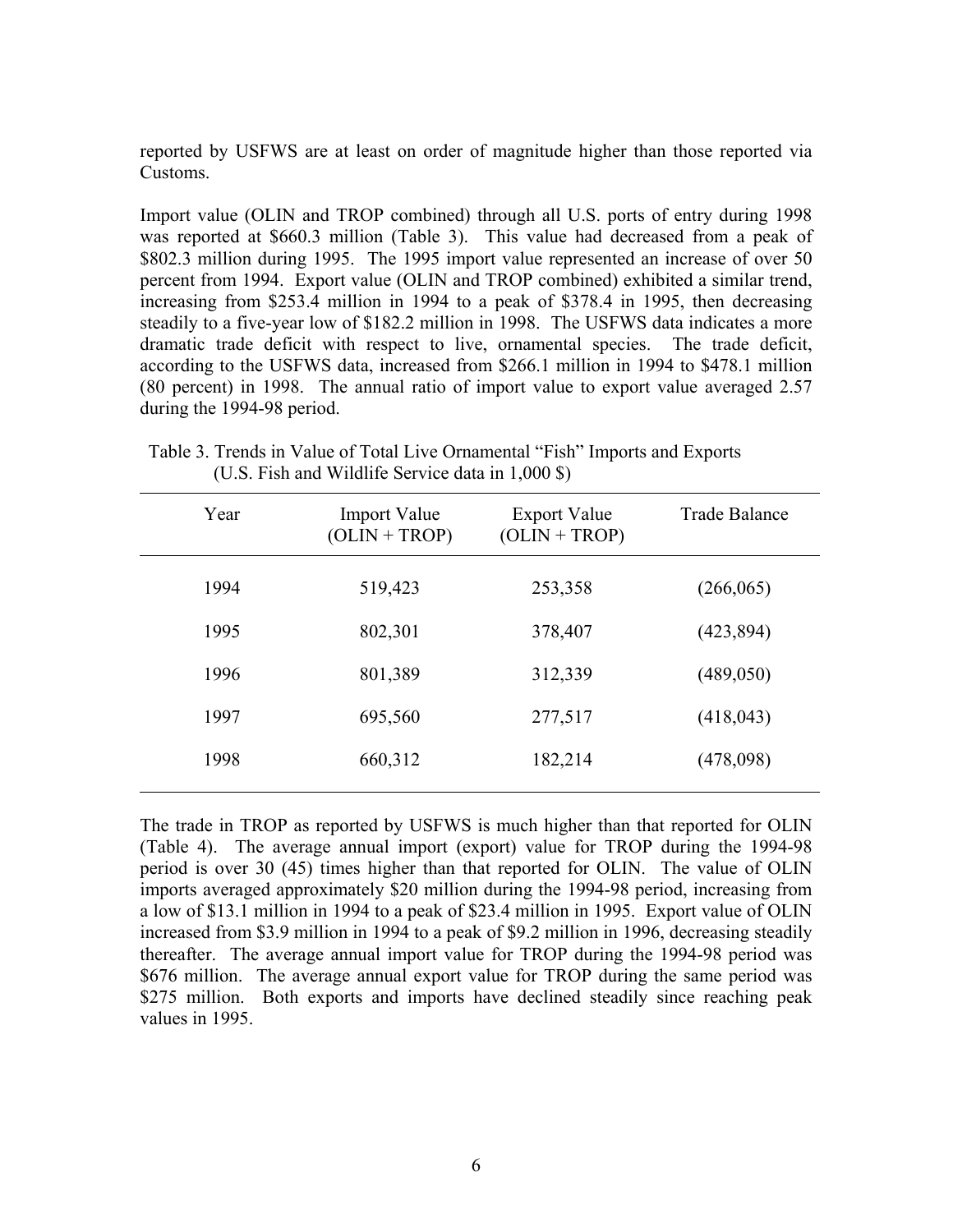reported by USFWS are at least on order of magnitude higher than those reported via Customs.

Import value (OLIN and TROP combined) through all U.S. ports of entry during 1998 was reported at $660.3 million (Table 3). This value had decreased from a peak of $802.3 million during 1995. The 1995 import value represented an increase of over 50 percent from 1994. Export value (OLIN and TROP combined) exhibited a similar trend, increasing from $253.4 million in 1994 to a peak of $378.4 in 1995, then decreasing steadily to a five-year low of $182.2 million in 1998. The USFWS data indicates a more dramatic trade deficit with respect to live, ornamental species. The trade deficit, according to the USFWS data, increased from $266.1 million in 1994 to $478.1 million (80 percent) in 1998. The annual ratio of import value to export value averaged 2.57 during the 1994-98 period.

Table 3. Trends in Value of Total Live Ornamental "Fish" Imports and Exports (U.S. Fish and Wildlife Service data in 1,000 $)

| Year | Import Value (OLIN + TROP) | Export Value (OLIN + TROP) | Trade Balance |
|---|---|---|---|
| 1994 | 519,423 | 253,358 | (266,065) |
| 1995 | 802,301 | 378,407 | (423,894) |
| 1996 | 801,389 | 312,339 | (489,050) |
| 1997 | 695,560 | 277,517 | (418,043) |
| 1998 | 660,312 | 182,214 | (478,098) |

The trade in TROP as reported by USFWS is much higher than that reported for OLIN (Table 4). The average annual import (export) value for TROP during the 1994-98 period is over 30 (45) times higher than that reported for OLIN. The value of OLIN imports averaged approximately $20 million during the 1994-98 period, increasing from a low of $13.1 million in 1994 to a peak of $23.4 million in 1995. Export value of OLIN increased from $3.9 million in 1994 to a peak of $9.2 million in 1996, decreasing steadily thereafter. The average annual import value for TROP during the 1994-98 period was $676 million. The average annual export value for TROP during the same period was $275 million. Both exports and imports have declined steadily since reaching peak values in 1995.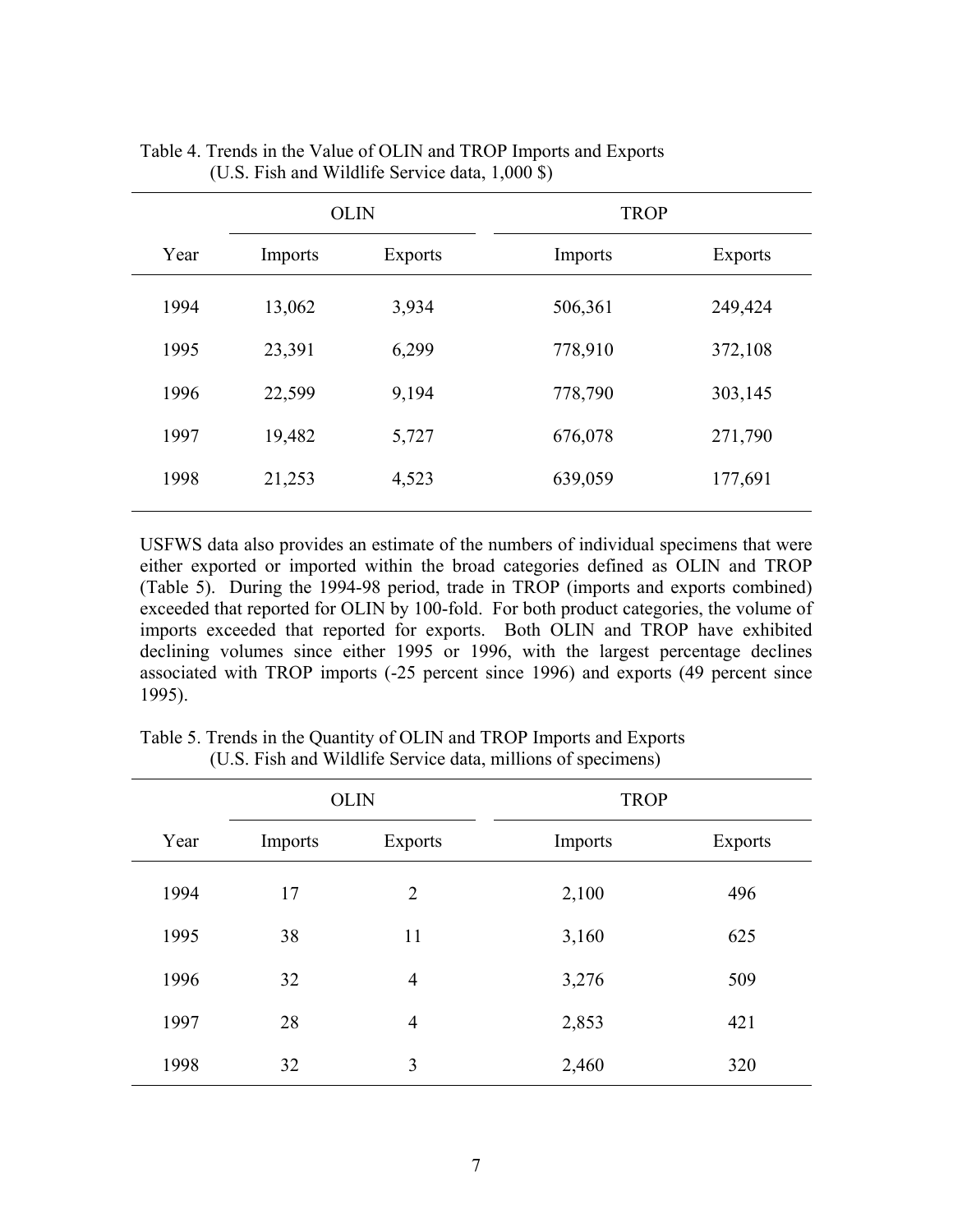Table 4. Trends in the Value of OLIN and TROP Imports and Exports (U.S. Fish and Wildlife Service data, 1,000 $)

| | OLIN | | TROP | |
|---|---|---|---|---|
| Year | Imports | Exports | Imports | Exports |
| 1994 | 13,062 | 3,934 | 506,361 | 249,424 |
| 1995 | 23,391 | 6,299 | 778,910 | 372,108 |
| 1996 | 22,599 | 9,194 | 778,790 | 303,145 |
| 1997 | 19,482 | 5,727 | 676,078 | 271,790 |
| 1998 | 21,253 | 4,523 | 639,059 | 177,691 |

USFWS data also provides an estimate of the numbers of individual specimens that were either exported or imported within the broad categories defined as OLIN and TROP (Table 5). During the 1994-98 period, trade in TROP (imports and exports combined) exceeded that reported for OLIN by 100-fold. For both product categories, the volume of imports exceeded that reported for exports. Both OLIN and TROP have exhibited declining volumes since either 1995 or 1996, with the largest percentage declines associated with TROP imports (-25 percent since 1996) and exports (49 percent since 1995).

Table 5. Trends in the Quantity of OLIN and TROP Imports and Exports (U.S. Fish and Wildlife Service data, millions of specimens)

| | OLIN | | TROP | |
|---|---|---|---|---|
| Year | Imports | Exports | Imports | Exports |
| 1994 | 17 | 2 | 2,100 | 496 |
| 1995 | 38 | 11 | 3,160 | 625 |
| 1996 | 32 | 4 | 3,276 | 509 |
| 1997 | 28 | 4 | 2,853 | 421 |
| 1998 | 32 | 3 | 2,460 | 320 |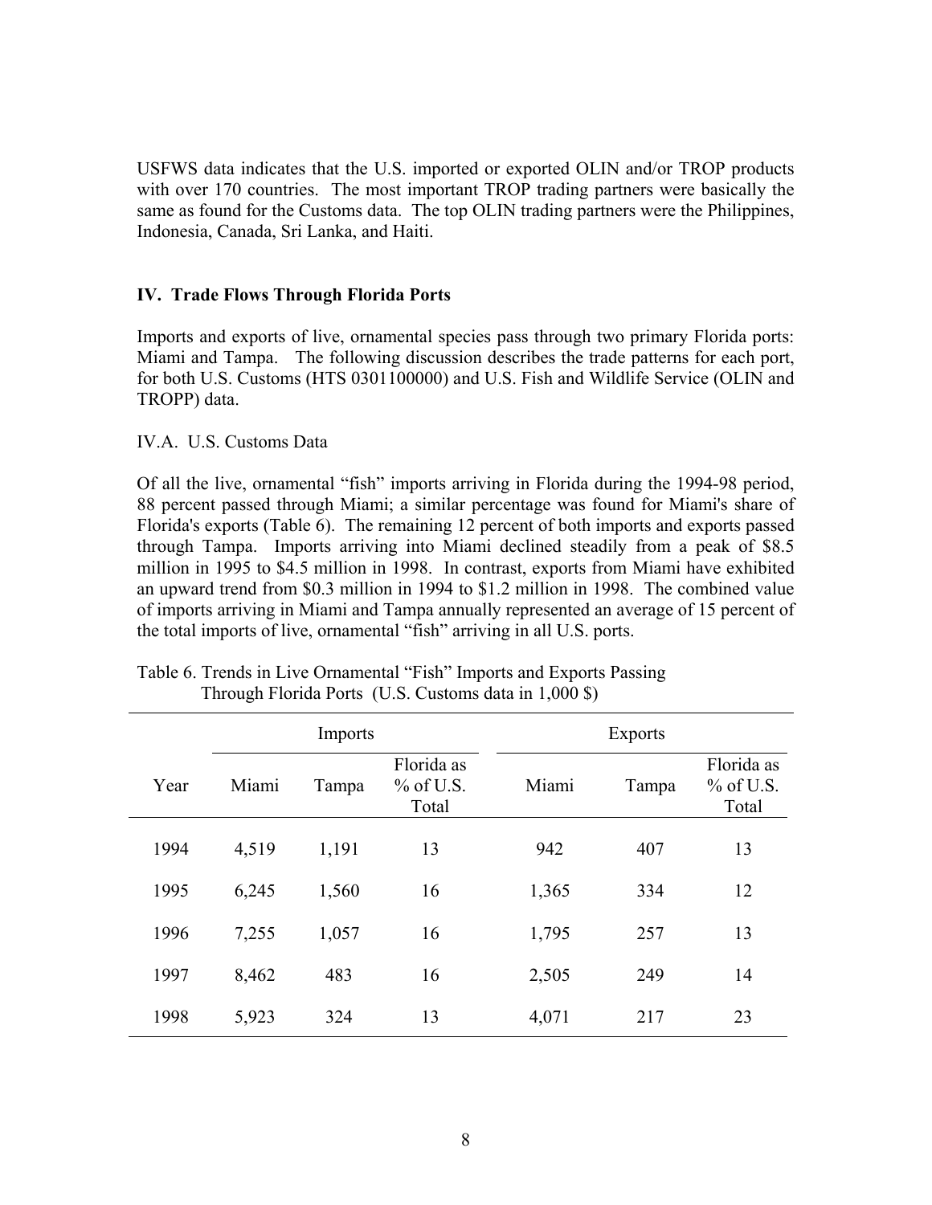USFWS data indicates that the U.S. imported or exported OLIN and/or TROP products with over 170 countries. The most important TROP trading partners were basically the same as found for the Customs data. The top OLIN trading partners were the Philippines, Indonesia, Canada, Sri Lanka, and Haiti.

## IV. Trade Flows Through Florida Ports

Imports and exports of live, ornamental species pass through two primary Florida ports: Miami and Tampa. The following discussion describes the trade patterns for each port, for both U.S. Customs (HTS 0301100000) and U.S. Fish and Wildlife Service (OLIN and TROPP) data.

### IV.A. U.S. Customs Data

Of all the live, ornamental "fish" imports arriving in Florida during the 1994-98 period, 88 percent passed through Miami; a similar percentage was found for Miami's share of Florida's exports (Table 6). The remaining 12 percent of both imports and exports passed through Tampa. Imports arriving into Miami declined steadily from a peak of $8.5 million in 1995 to $4.5 million in 1998. In contrast, exports from Miami have exhibited an upward trend from $0.3 million in 1994 to $1.2 million in 1998. The combined value of imports arriving in Miami and Tampa annually represented an average of 15 percent of the total imports of live, ornamental "fish" arriving in all U.S. ports.

Table 6. Trends in Live Ornamental "Fish" Imports and Exports Passing Through Florida Ports (U.S. Customs data in 1,000 $)

| | Imports | | | Exports | | |
|---|---|---|---|---|---|---|
| Year | Miami | Tampa | Florida as % of U.S. Total | Miami | Tampa | Florida as % of U.S. Total |
| 1994 | 4,519 | 1,191 | 13 | 942 | 407 | 13 |
| 1995 | 6,245 | 1,560 | 16 | 1,365 | 334 | 12 |
| 1996 | 7,255 | 1,057 | 16 | 1,795 | 257 | 13 |
| 1997 | 8,462 | 483 | 16 | 2,505 | 249 | 14 |
| 1998 | 5,923 | 324 | 13 | 4,071 | 217 | 23 |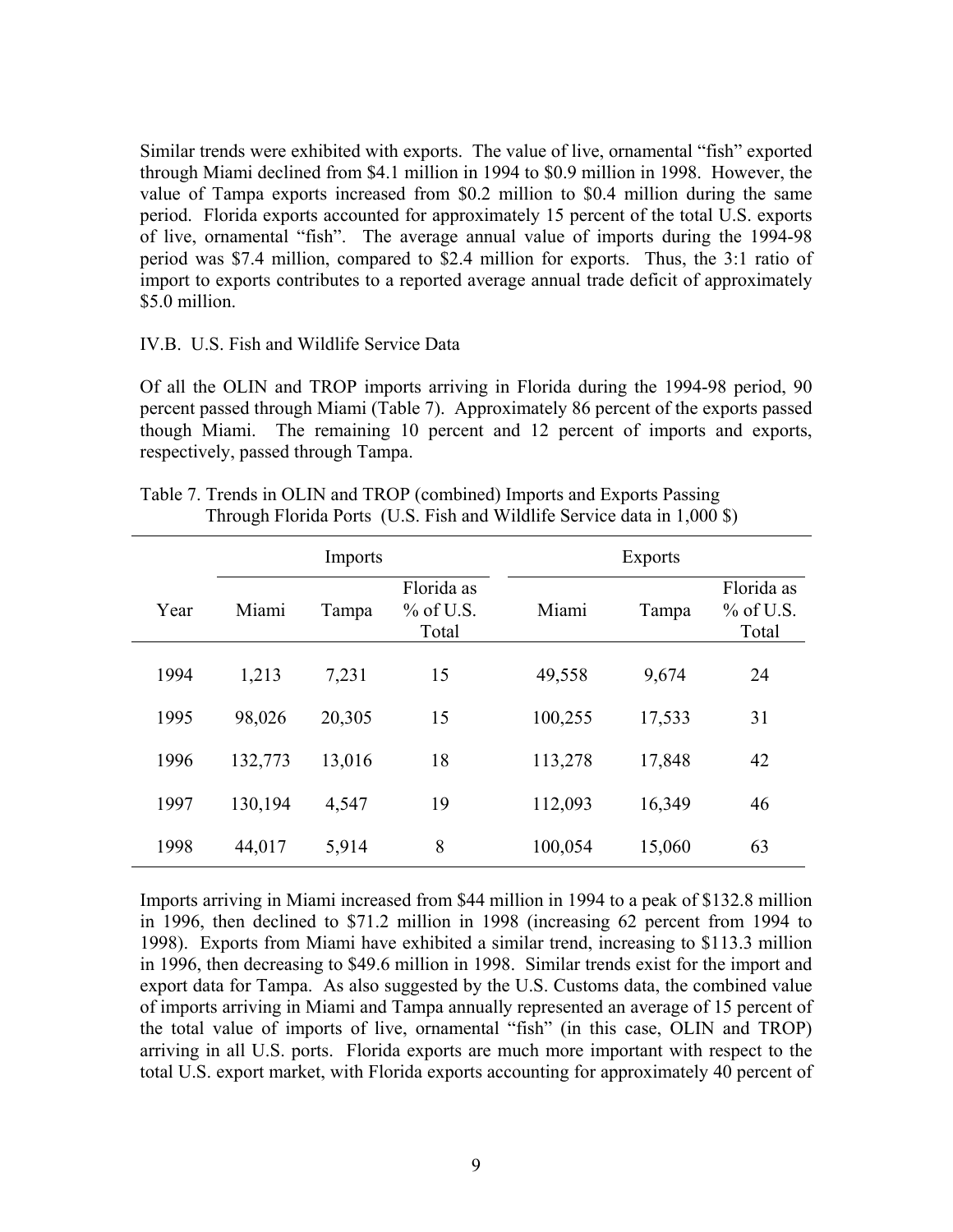Similar trends were exhibited with exports. The value of live, ornamental "fish" exported through Miami declined from $4.1 million in 1994 to $0.9 million in 1998. However, the value of Tampa exports increased from $0.2 million to $0.4 million during the same period. Florida exports accounted for approximately 15 percent of the total U.S. exports of live, ornamental "fish". The average annual value of imports during the 1994-98 period was $7.4 million, compared to $2.4 million for exports. Thus, the 3:1 ratio of import to exports contributes to a reported average annual trade deficit of approximately $5.0 million.

IV.B. U.S. Fish and Wildlife Service Data

Of all the OLIN and TROP imports arriving in Florida during the 1994-98 period, 90 percent passed through Miami (Table 7). Approximately 86 percent of the exports passed though Miami. The remaining 10 percent and 12 percent of imports and exports, respectively, passed through Tampa.

Table 7. Trends in OLIN and TROP (combined) Imports and Exports Passing Through Florida Ports (U.S. Fish and Wildlife Service data in 1,000 $)

| | Imports | | | Exports | | |
|---|---|---|---|---|---|---|
| Year | Miami | Tampa | Florida as % of U.S. Total | Miami | Tampa | Florida as % of U.S. Total |
| 1994 | 1,213 | 7,231 | 15 | 49,558 | 9,674 | 24 |
| 1995 | 98,026 | 20,305 | 15 | 100,255 | 17,533 | 31 |
| 1996 | 132,773 | 13,016 | 18 | 113,278 | 17,848 | 42 |
| 1997 | 130,194 | 4,547 | 19 | 112,093 | 16,349 | 46 |
| 1998 | 44,017 | 5,914 | 8 | 100,054 | 15,060 | 63 |

Imports arriving in Miami increased from $44 million in 1994 to a peak of $132.8 million in 1996, then declined to $71.2 million in 1998 (increasing 62 percent from 1994 to 1998). Exports from Miami have exhibited a similar trend, increasing to $113.3 million in 1996, then decreasing to $49.6 million in 1998. Similar trends exist for the import and export data for Tampa. As also suggested by the U.S. Customs data, the combined value of imports arriving in Miami and Tampa annually represented an average of 15 percent of the total value of imports of live, ornamental "fish" (in this case, OLIN and TROP) arriving in all U.S. ports. Florida exports are much more important with respect to the total U.S. export market, with Florida exports accounting for approximately 40 percent of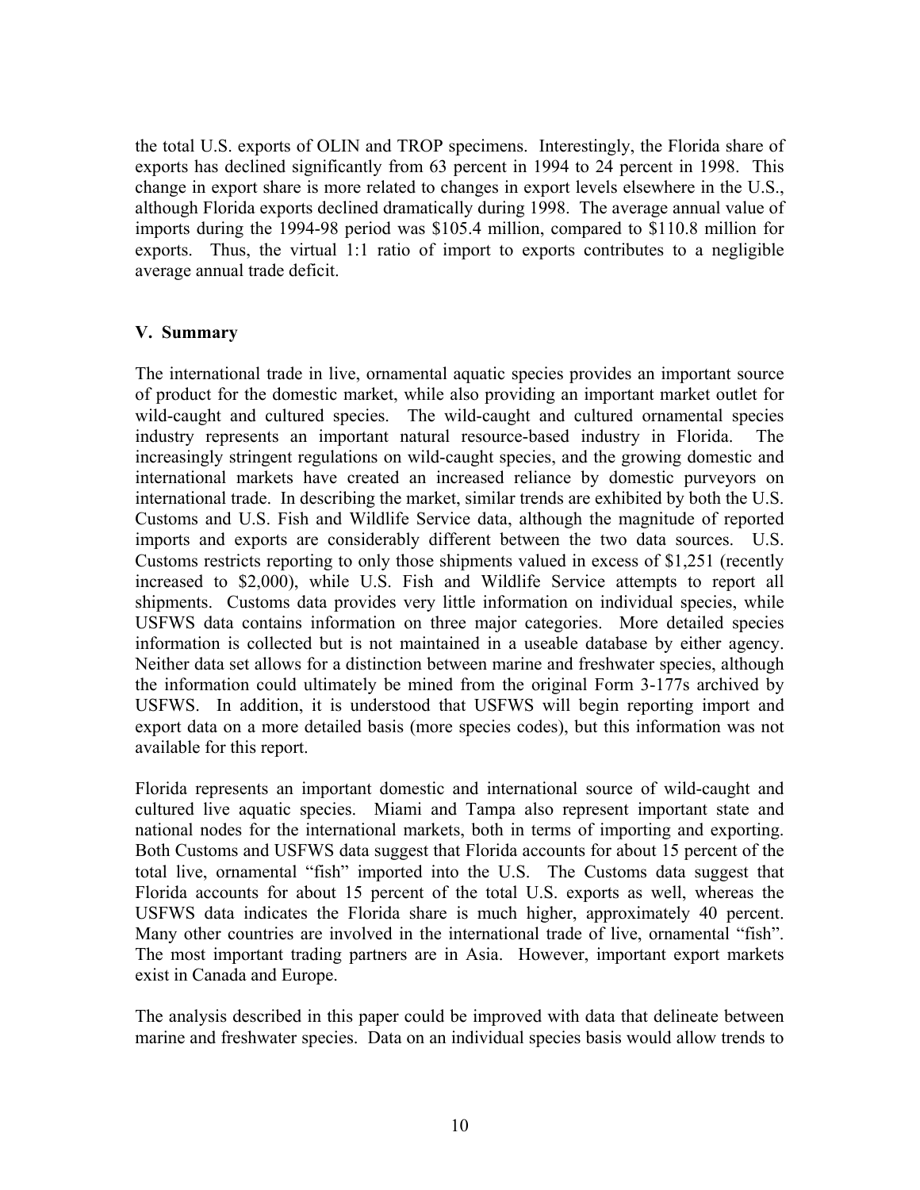the total U.S. exports of OLIN and TROP specimens. Interestingly, the Florida share of exports has declined significantly from 63 percent in 1994 to 24 percent in 1998. This change in export share is more related to changes in export levels elsewhere in the U.S., although Florida exports declined dramatically during 1998. The average annual value of imports during the 1994-98 period was $105.4 million, compared to $110.8 million for exports. Thus, the virtual 1:1 ratio of import to exports contributes to a negligible average annual trade deficit.

## V. Summary

The international trade in live, ornamental aquatic species provides an important source of product for the domestic market, while also providing an important market outlet for wild-caught and cultured species. The wild-caught and cultured ornamental species industry represents an important natural resource-based industry in Florida. The increasingly stringent regulations on wild-caught species, and the growing domestic and international markets have created an increased reliance by domestic purveyors on international trade. In describing the market, similar trends are exhibited by both the U.S. Customs and U.S. Fish and Wildlife Service data, although the magnitude of reported imports and exports are considerably different between the two data sources. U.S. Customs restricts reporting to only those shipments valued in excess of $1,251 (recently increased to $2,000), while U.S. Fish and Wildlife Service attempts to report all shipments. Customs data provides very little information on individual species, while USFWS data contains information on three major categories. More detailed species information is collected but is not maintained in a useable database by either agency. Neither data set allows for a distinction between marine and freshwater species, although the information could ultimately be mined from the original Form 3-177s archived by USFWS. In addition, it is understood that USFWS will begin reporting import and export data on a more detailed basis (more species codes), but this information was not available for this report.

Florida represents an important domestic and international source of wild-caught and cultured live aquatic species. Miami and Tampa also represent important state and national nodes for the international markets, both in terms of importing and exporting. Both Customs and USFWS data suggest that Florida accounts for about 15 percent of the total live, ornamental "fish" imported into the U.S. The Customs data suggest that Florida accounts for about 15 percent of the total U.S. exports as well, whereas the USFWS data indicates the Florida share is much higher, approximately 40 percent. Many other countries are involved in the international trade of live, ornamental "fish". The most important trading partners are in Asia. However, important export markets exist in Canada and Europe.

The analysis described in this paper could be improved with data that delineate between marine and freshwater species. Data on an individual species basis would allow trends to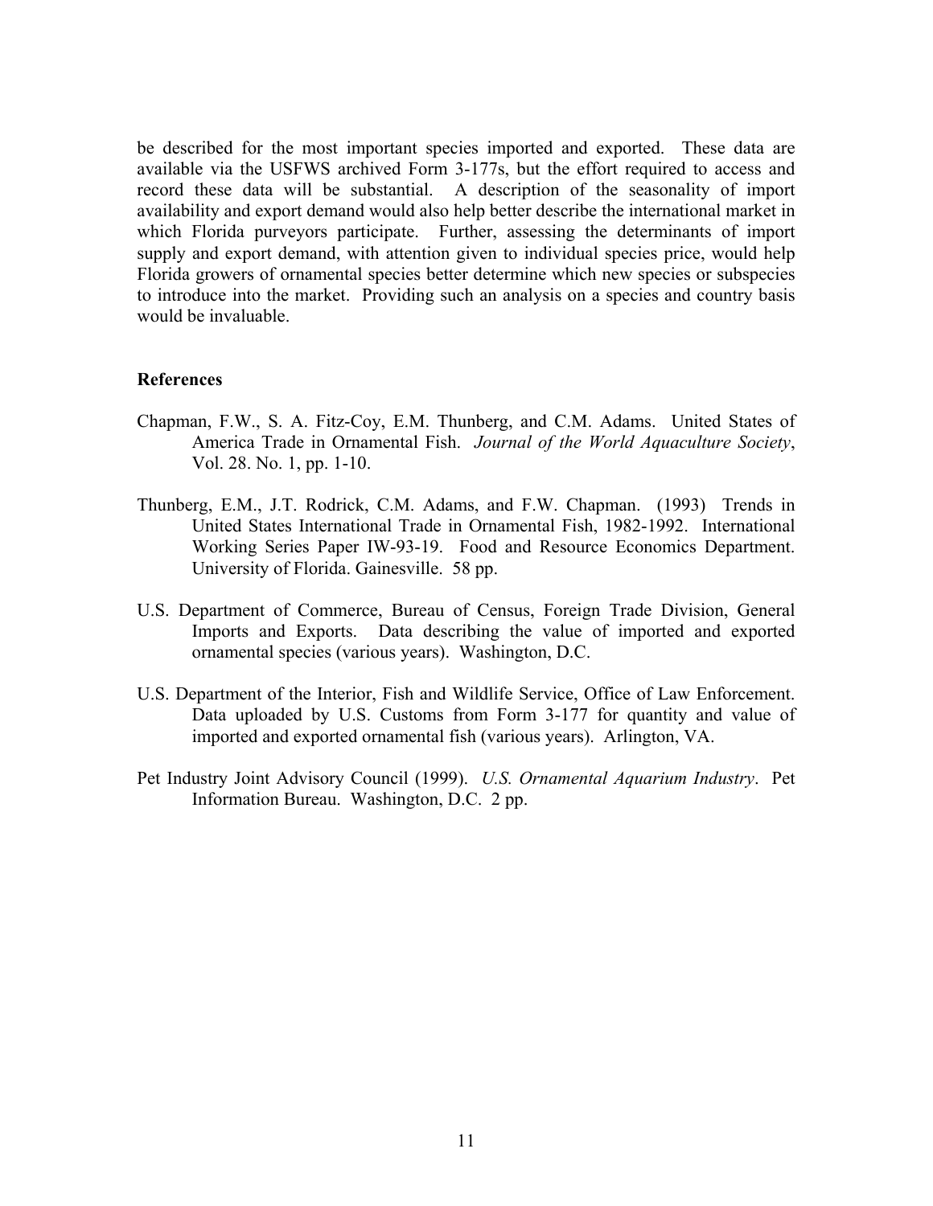be described for the most important species imported and exported. These data are available via the USFWS archived Form 3-177s, but the effort required to access and record these data will be substantial. A description of the seasonality of import availability and export demand would also help better describe the international market in which Florida purveyors participate. Further, assessing the determinants of import supply and export demand, with attention given to individual species price, would help Florida growers of ornamental species better determine which new species or subspecies to introduce into the market. Providing such an analysis on a species and country basis would be invaluable.

## References

Chapman, F.W., S. A. Fitz-Coy, E.M. Thunberg, and C.M. Adams. United States of America Trade in Ornamental Fish. *Journal of the World Aquaculture Society*, Vol. 28. No. 1, pp. 1-10.

Thunberg, E.M., J.T. Rodrick, C.M. Adams, and F.W. Chapman. (1993) Trends in United States International Trade in Ornamental Fish, 1982-1992. International Working Series Paper IW-93-19. Food and Resource Economics Department. University of Florida. Gainesville. 58 pp.

U.S. Department of Commerce, Bureau of Census, Foreign Trade Division, General Imports and Exports. Data describing the value of imported and exported ornamental species (various years). Washington, D.C.

U.S. Department of the Interior, Fish and Wildlife Service, Office of Law Enforcement. Data uploaded by U.S. Customs from Form 3-177 for quantity and value of imported and exported ornamental fish (various years). Arlington, VA.

Pet Industry Joint Advisory Council (1999). *U.S. Ornamental Aquarium Industry*. Pet Information Bureau. Washington, D.C. 2 pp.